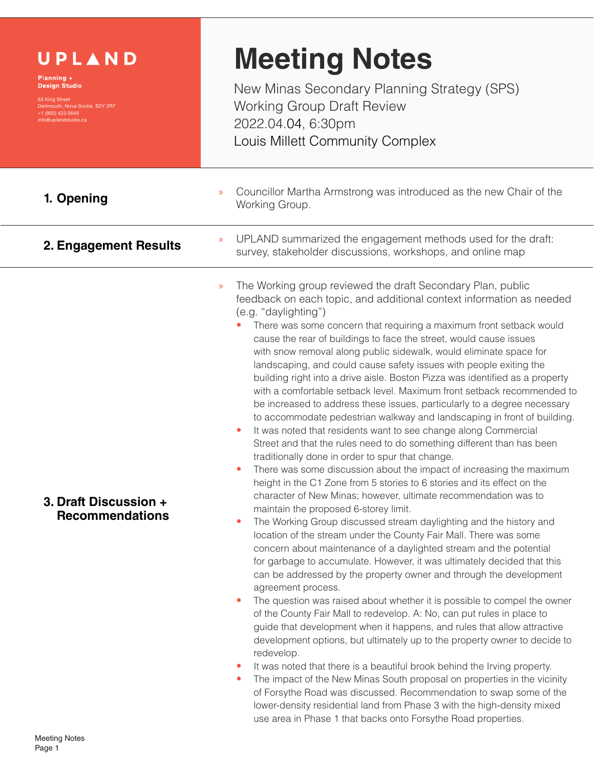**UPLAND**

**Planning + Design Studio**

63 King Street
Dartmouth, Nova Scotia B2Y 2R7
+1 (902) 423 0649
info@uplandstudio.ca

# Meeting Notes

New Minas Secondary Planning Strategy (SPS)
Working Group Draft Review
2022.04.04, 6:30pm
Louis Millett Community Complex

## 1. Opening

- Councillor Martha Armstrong was introduced as the new Chair of the Working Group.

## 2. Engagement Results

- UPLAND summarized the engagement methods used for the draft: survey, stakeholder discussions, workshops, and online map

## 3. Draft Discussion + Recommendations

- The Working group reviewed the draft Secondary Plan, public feedback on each topic, and additional context information as needed (e.g. "daylighting")
  - There was some concern that requiring a maximum front setback would cause the rear of buildings to face the street, would cause issues with snow removal along public sidewalk, would eliminate space for landscaping, and could cause safety issues with people exiting the building right into a drive aisle. Boston Pizza was identified as a property with a comfortable setback level. Maximum front setback recommended to be increased to address these issues, particularly to a degree necessary to accommodate pedestrian walkway and landscaping in front of building.
  - It was noted that residents want to see change along Commercial Street and that the rules need to do something different than has been traditionally done in order to spur that change.
  - There was some discussion about the impact of increasing the maximum height in the C1 Zone from 5 stories to 6 stories and its effect on the character of New Minas; however, ultimate recommendation was to maintain the proposed 6-storey limit.
  - The Working Group discussed stream daylighting and the history and location of the stream under the County Fair Mall. There was some concern about maintenance of a daylighted stream and the potential for garbage to accumulate. However, it was ultimately decided that this can be addressed by the property owner and through the development agreement process.
  - The question was raised about whether it is possible to compel the owner of the County Fair Mall to redevelop. A: No, can put rules in place to guide that development when it happens, and rules that allow attractive development options, but ultimately up to the property owner to decide to redevelop.
  - It was noted that there is a beautiful brook behind the Irving property.
  - The impact of the New Minas South proposal on properties in the vicinity of Forsythe Road was discussed. Recommendation to swap some of the lower-density residential land from Phase 3 with the high-density mixed use area in Phase 1 that backs onto Forsythe Road properties.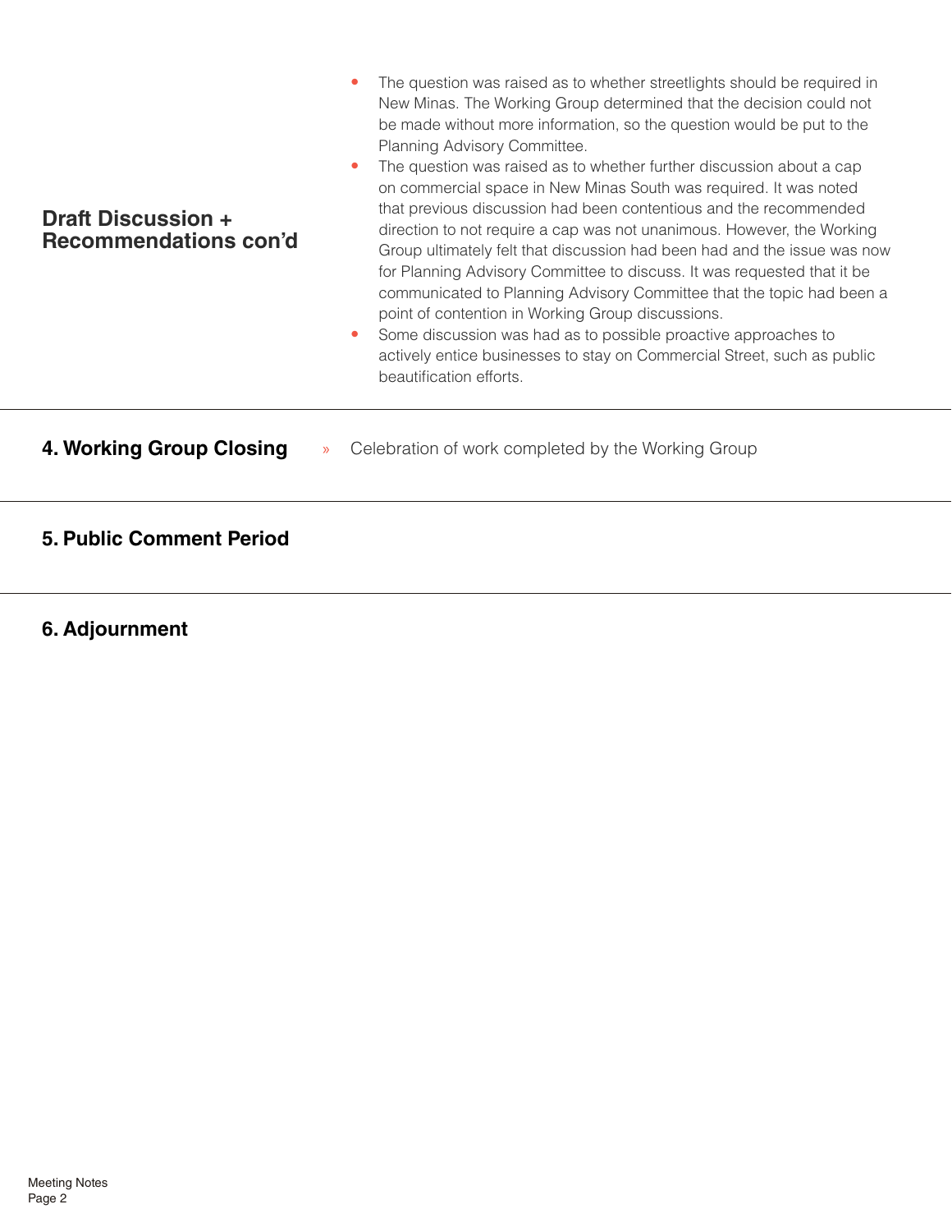## Draft Discussion + Recommendations con'd

- The question was raised as to whether streetlights should be required in New Minas. The Working Group determined that the decision could not be made without more information, so the question would be put to the Planning Advisory Committee.
- The question was raised as to whether further discussion about a cap on commercial space in New Minas South was required. It was noted that previous discussion had been contentious and the recommended direction to not require a cap was not unanimous. However, the Working Group ultimately felt that discussion had been had and the issue was now for Planning Advisory Committee to discuss. It was requested that it be communicated to Planning Advisory Committee that the topic had been a point of contention in Working Group discussions.
- Some discussion was had as to possible proactive approaches to actively entice businesses to stay on Commercial Street, such as public beautification efforts.

## 4. Working Group Closing

» Celebration of work completed by the Working Group

## 5. Public Comment Period

## 6. Adjournment